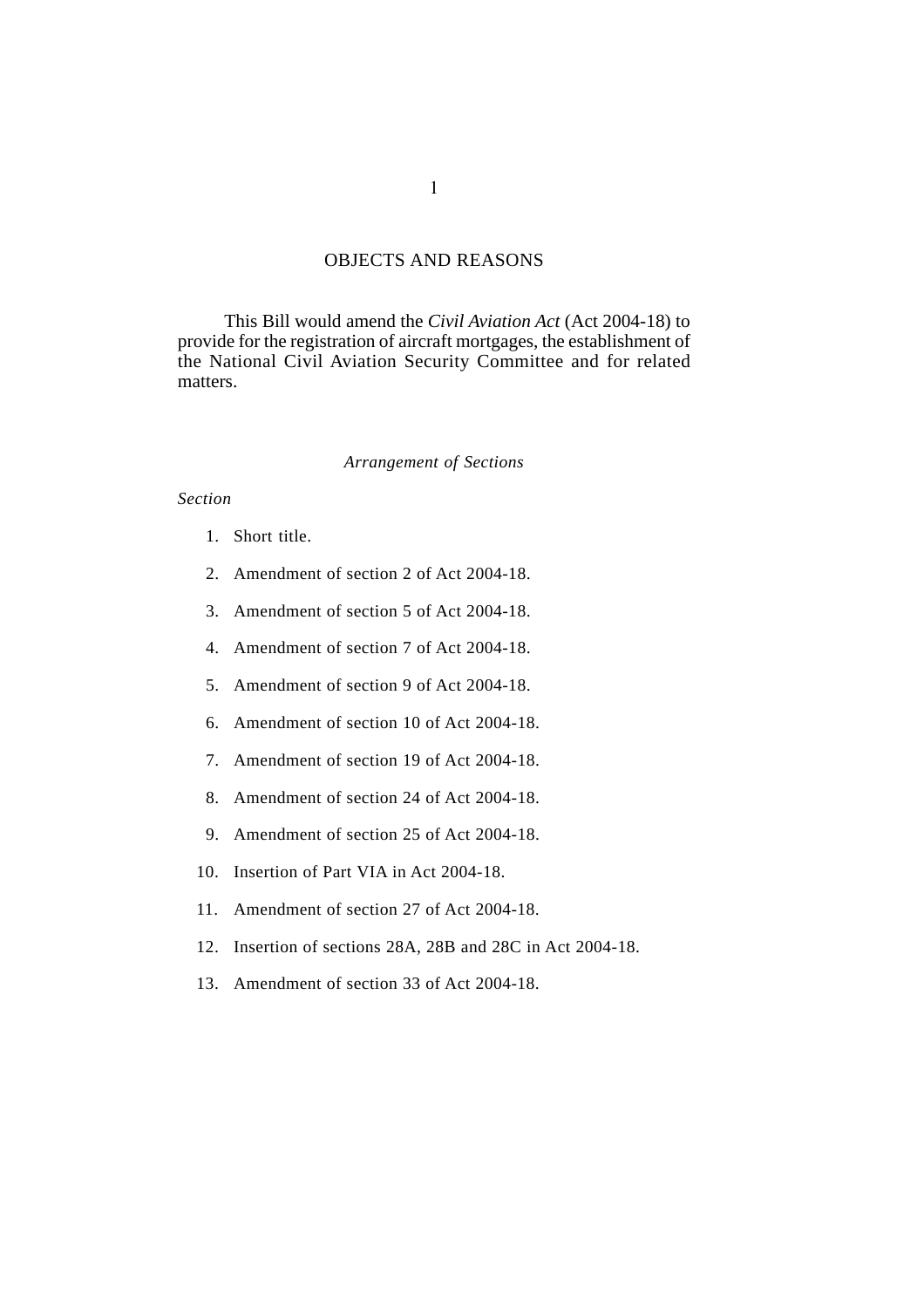## OBJECTS AND REASONS

This Bill would amend the *Civil Aviation Act* (Act 2004-18) to provide for the registration of aircraft mortgages, the establishment of the National Civil Aviation Security Committee and for related matters.

### *Arrangement of Sections*

*Section*

1. Short title.
2. Amendment of section 2 of Act 2004-18.
3. Amendment of section 5 of Act 2004-18.
4. Amendment of section 7 of Act 2004-18.
5. Amendment of section 9 of Act 2004-18.
6. Amendment of section 10 of Act 2004-18.
7. Amendment of section 19 of Act 2004-18.
8. Amendment of section 24 of Act 2004-18.
9. Amendment of section 25 of Act 2004-18.
10. Insertion of Part VIA in Act 2004-18.
11. Amendment of section 27 of Act 2004-18.
12. Insertion of sections 28A, 28B and 28C in Act 2004-18.
13. Amendment of section 33 of Act 2004-18.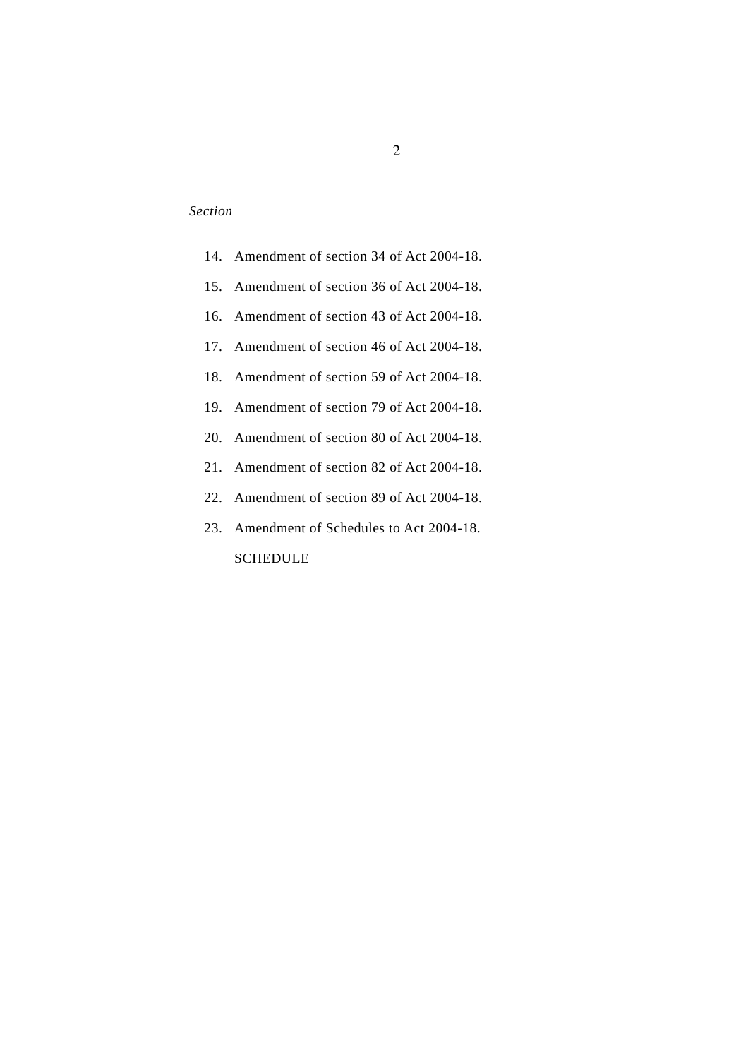*Section*

14. Amendment of section 34 of Act 2004-18.
15. Amendment of section 36 of Act 2004-18.
16. Amendment of section 43 of Act 2004-18.
17. Amendment of section 46 of Act 2004-18.
18. Amendment of section 59 of Act 2004-18.
19. Amendment of section 79 of Act 2004-18.
20. Amendment of section 80 of Act 2004-18.
21. Amendment of section 82 of Act 2004-18.
22. Amendment of section 89 of Act 2004-18.
23. Amendment of Schedules to Act 2004-18.

SCHEDULE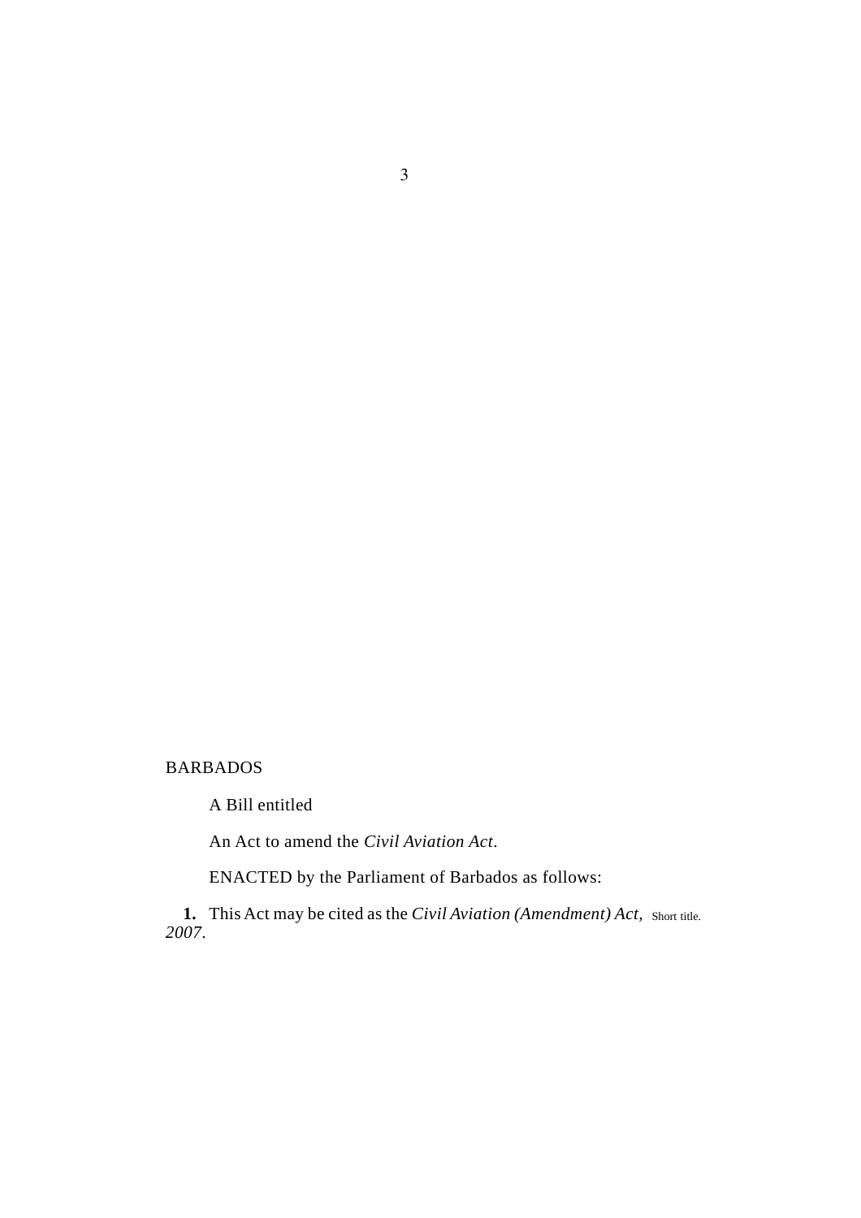BARBADOS

A Bill entitled

An Act to amend the *Civil Aviation Act*.

ENACTED by the Parliament of Barbados as follows:

**1.** This Act may be cited as the *Civil Aviation (Amendment) Act, 2007*. Short title.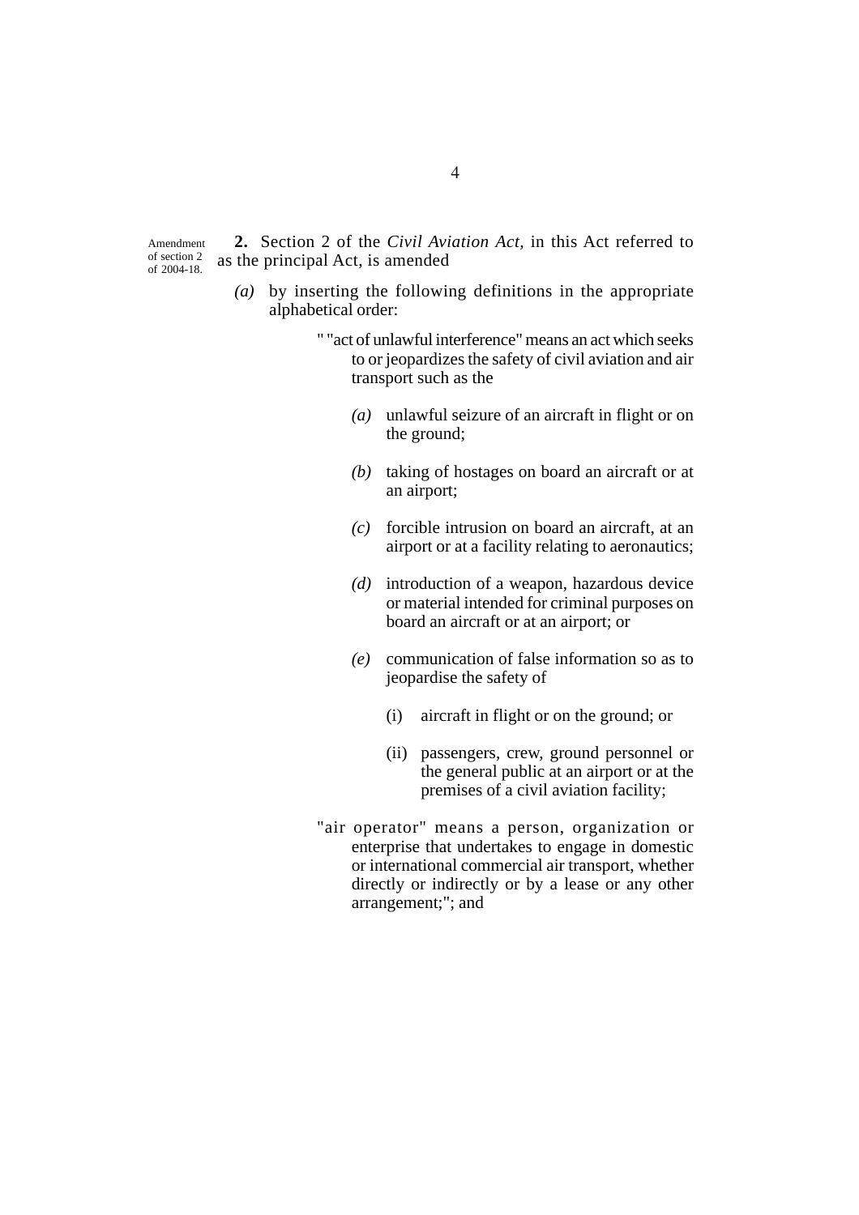Amendment of section 2 of 2004-18.

**2.** Section 2 of the *Civil Aviation Act,* in this Act referred to as the principal Act, is amended

*(a)* by inserting the following definitions in the appropriate alphabetical order:

" "act of unlawful interference" means an act which seeks to or jeopardizes the safety of civil aviation and air transport such as the

*(a)* unlawful seizure of an aircraft in flight or on the ground;

*(b)* taking of hostages on board an aircraft or at an airport;

*(c)* forcible intrusion on board an aircraft, at an airport or at a facility relating to aeronautics;

*(d)* introduction of a weapon, hazardous device or material intended for criminal purposes on board an aircraft or at an airport; or

*(e)* communication of false information so as to jeopardise the safety of

(i) aircraft in flight or on the ground; or

(ii) passengers, crew, ground personnel or the general public at an airport or at the premises of a civil aviation facility;

"air operator" means a person, organization or enterprise that undertakes to engage in domestic or international commercial air transport, whether directly or indirectly or by a lease or any other arrangement;"; and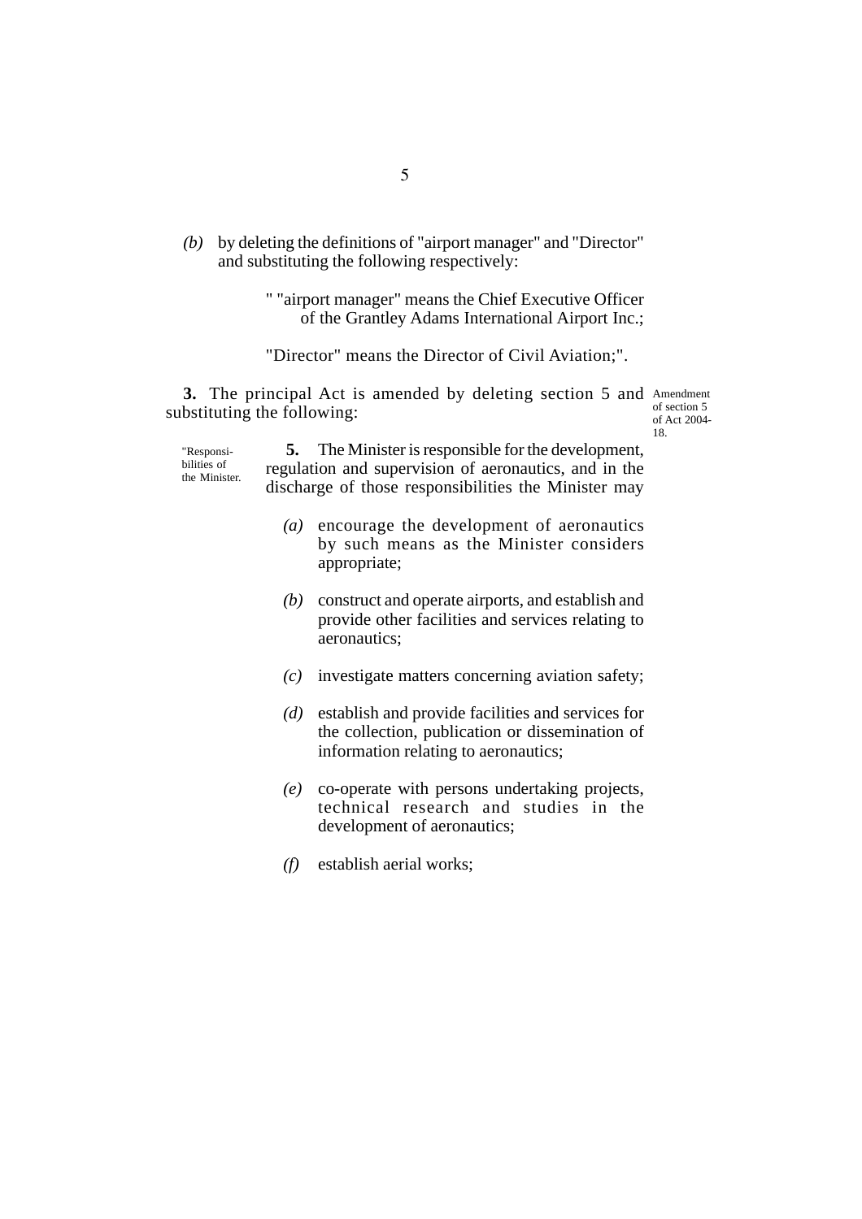*(b)* by deleting the definitions of "airport manager" and "Director" and substituting the following respectively:

> " "airport manager" means the Chief Executive Officer of the Grantley Adams International Airport Inc.;
>
> "Director" means the Director of Civil Aviation;".

**3.** The principal Act is amended by deleting section 5 and substituting the following:

*Amendment of section 5 of Act 2004-18.*

*"Responsibilities of the Minister.*

> **5.** The Minister is responsible for the development, regulation and supervision of aeronautics, and in the discharge of those responsibilities the Minister may
>
> *(a)* encourage the development of aeronautics by such means as the Minister considers appropriate;
>
> *(b)* construct and operate airports, and establish and provide other facilities and services relating to aeronautics;
>
> *(c)* investigate matters concerning aviation safety;
>
> *(d)* establish and provide facilities and services for the collection, publication or dissemination of information relating to aeronautics;
>
> *(e)* co-operate with persons undertaking projects, technical research and studies in the development of aeronautics;
>
> *(f)* establish aerial works;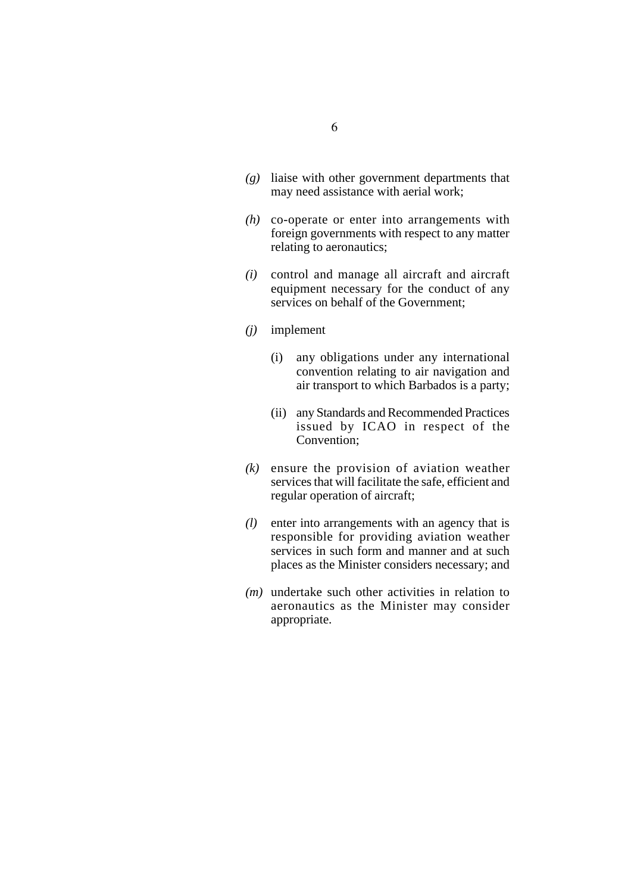*(g)* liaise with other government departments that may need assistance with aerial work;

*(h)* co-operate or enter into arrangements with foreign governments with respect to any matter relating to aeronautics;

*(i)* control and manage all aircraft and aircraft equipment necessary for the conduct of any services on behalf of the Government;

*(j)* implement

   (i) any obligations under any international convention relating to air navigation and air transport to which Barbados is a party;

   (ii) any Standards and Recommended Practices issued by ICAO in respect of the Convention;

*(k)* ensure the provision of aviation weather services that will facilitate the safe, efficient and regular operation of aircraft;

*(l)* enter into arrangements with an agency that is responsible for providing aviation weather services in such form and manner and at such places as the Minister considers necessary; and

*(m)* undertake such other activities in relation to aeronautics as the Minister may consider appropriate.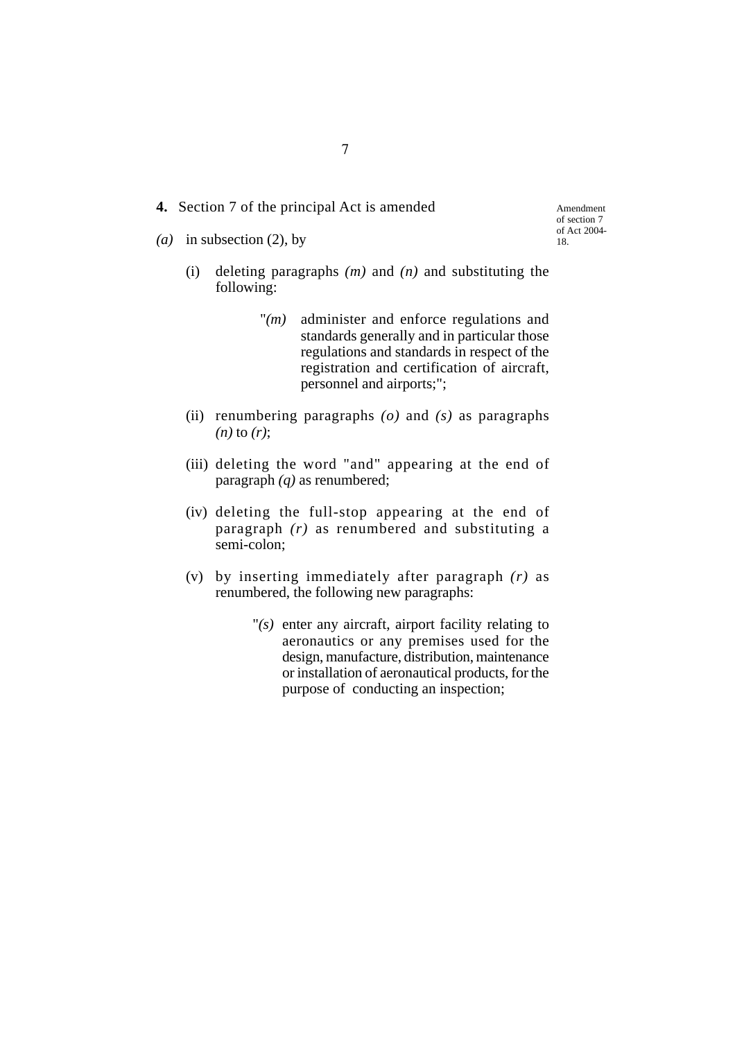**4.** Section 7 of the principal Act is amended

Amendment of section 7 of Act 2004-18.

*(a)* in subsection (2), by

(i) deleting paragraphs *(m)* and *(n)* and substituting the following:

"*(m)* administer and enforce regulations and standards generally and in particular those regulations and standards in respect of the registration and certification of aircraft, personnel and airports;";

(ii) renumbering paragraphs *(o)* and *(s)* as paragraphs *(n)* to *(r)*;

(iii) deleting the word "and" appearing at the end of paragraph *(q)* as renumbered;

(iv) deleting the full-stop appearing at the end of paragraph *(r)* as renumbered and substituting a semi-colon;

(v) by inserting immediately after paragraph *(r)* as renumbered, the following new paragraphs:

"*(s)* enter any aircraft, airport facility relating to aeronautics or any premises used for the design, manufacture, distribution, maintenance or installation of aeronautical products, for the purpose of conducting an inspection;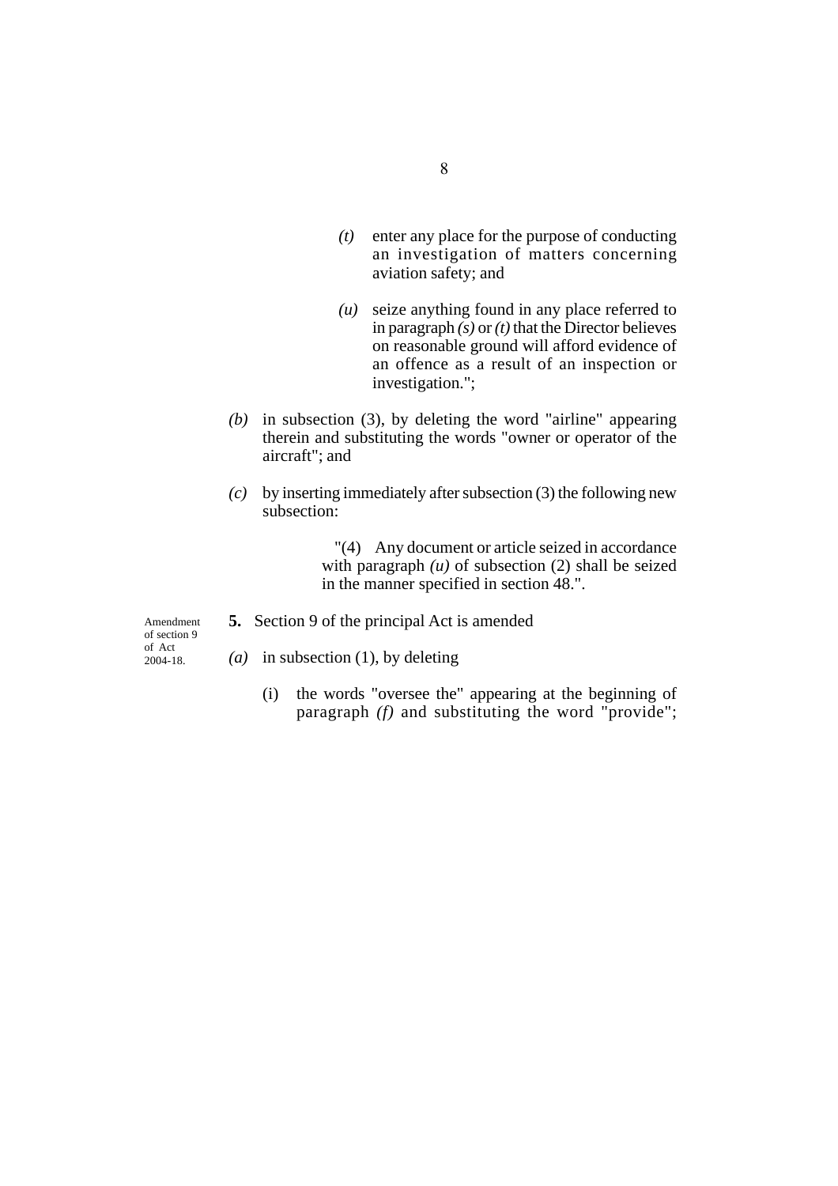*(t)* enter any place for the purpose of conducting an investigation of matters concerning aviation safety; and

*(u)* seize anything found in any place referred to in paragraph *(s)* or *(t)* that the Director believes on reasonable ground will afford evidence of an offence as a result of an inspection or investigation.";

*(b)* in subsection (3), by deleting the word "airline" appearing therein and substituting the words "owner or operator of the aircraft"; and

*(c)* by inserting immediately after subsection (3) the following new subsection:

"(4) Any document or article seized in accordance with paragraph *(u)* of subsection (2) shall be seized in the manner specified in section 48.".

Amendment of section 9 of Act 2004-18.

**5.** Section 9 of the principal Act is amended

*(a)* in subsection (1), by deleting

(i) the words "oversee the" appearing at the beginning of paragraph *(f)* and substituting the word "provide";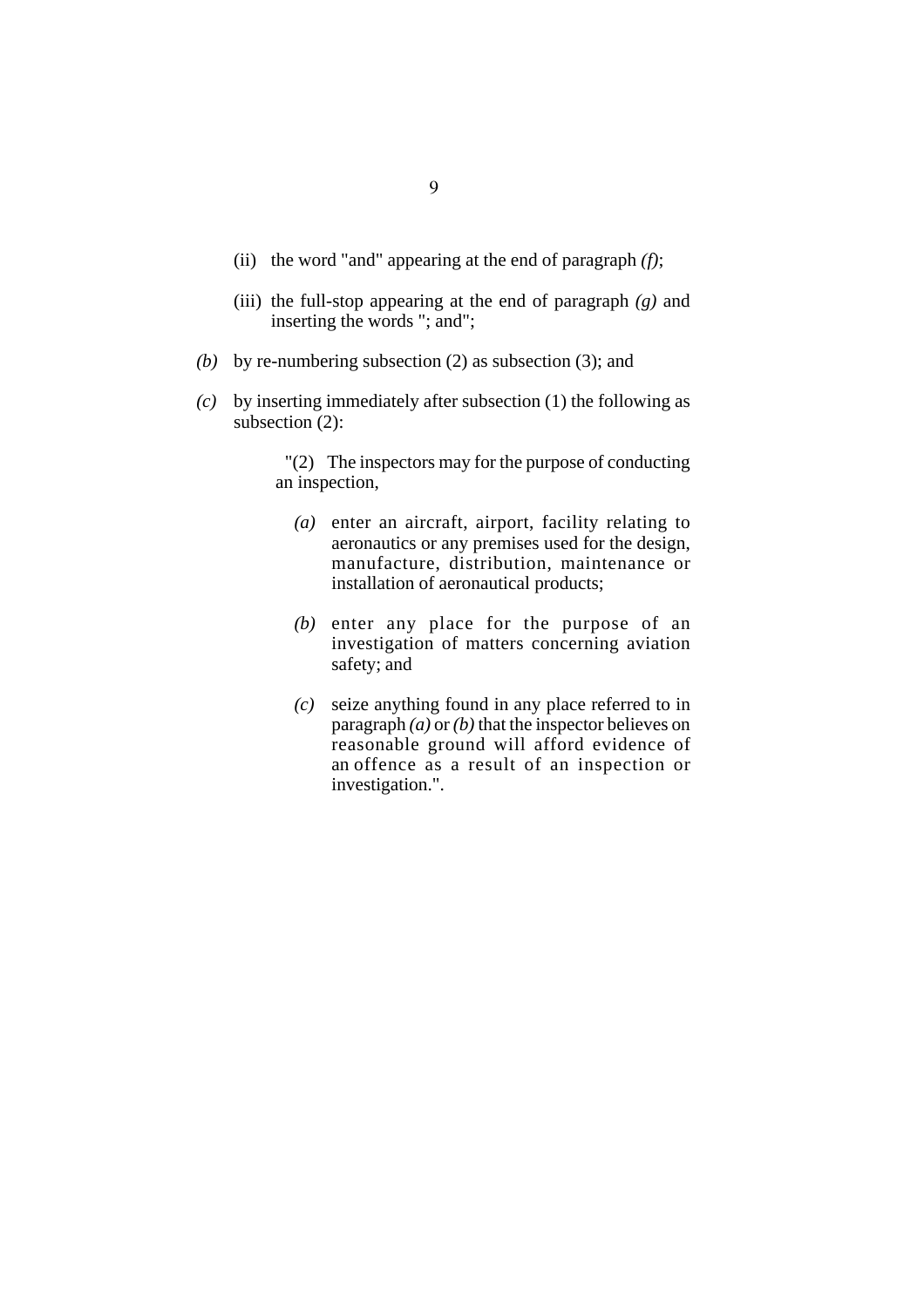(ii) the word "and" appearing at the end of paragraph *(f)*;

(iii) the full-stop appearing at the end of paragraph *(g)* and inserting the words "; and";

*(b)* by re-numbering subsection (2) as subsection (3); and

*(c)* by inserting immediately after subsection (1) the following as subsection (2):

> "(2) The inspectors may for the purpose of conducting an inspection,
>
> *(a)* enter an aircraft, airport, facility relating to aeronautics or any premises used for the design, manufacture, distribution, maintenance or installation of aeronautical products;
>
> *(b)* enter any place for the purpose of an investigation of matters concerning aviation safety; and
>
> *(c)* seize anything found in any place referred to in paragraph *(a)* or *(b)* that the inspector believes on reasonable ground will afford evidence of an offence as a result of an inspection or investigation.".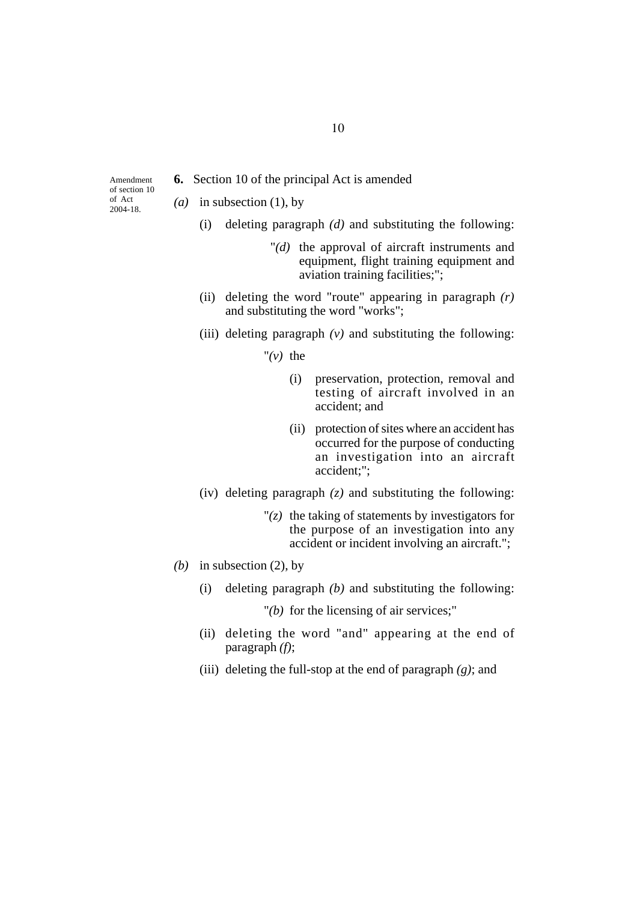Amendment of section 10 of Act 2004-18.

**6.** Section 10 of the principal Act is amended

*(a)* in subsection (1), by

(i) deleting paragraph *(d)* and substituting the following:

"*(d)* the approval of aircraft instruments and equipment, flight training equipment and aviation training facilities;";

(ii) deleting the word "route" appearing in paragraph *(r)* and substituting the word "works";

(iii) deleting paragraph *(v)* and substituting the following:

"*(v)* the

(i) preservation, protection, removal and testing of aircraft involved in an accident; and

(ii) protection of sites where an accident has occurred for the purpose of conducting an investigation into an aircraft accident;";

(iv) deleting paragraph *(z)* and substituting the following:

"*(z)* the taking of statements by investigators for the purpose of an investigation into any accident or incident involving an aircraft.";

*(b)* in subsection (2), by

(i) deleting paragraph *(b)* and substituting the following:

"*(b)* for the licensing of air services;"

(ii) deleting the word "and" appearing at the end of paragraph *(f)*;

(iii) deleting the full-stop at the end of paragraph *(g)*; and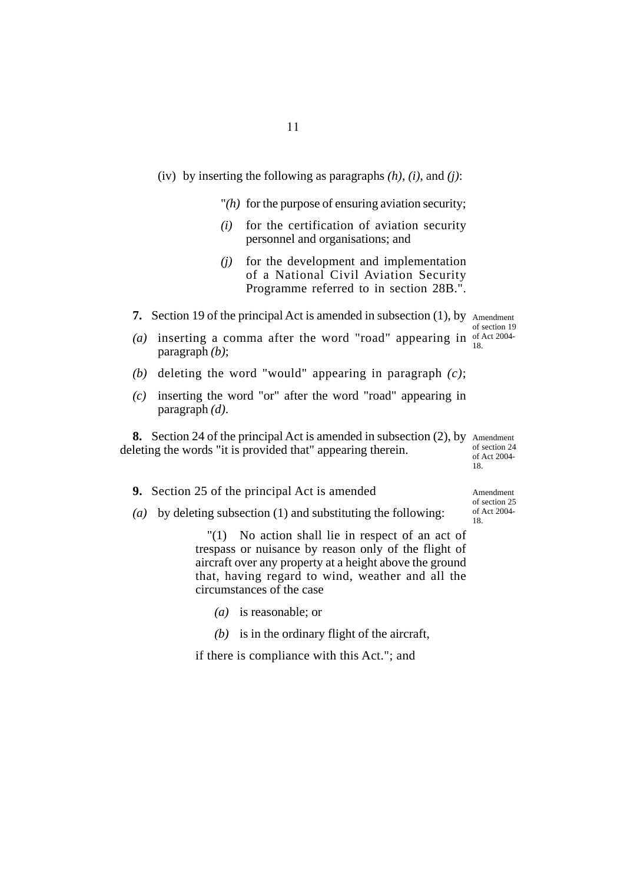(iv) by inserting the following as paragraphs *(h)*, *(i)*, and *(j)*:

"*(h)* for the purpose of ensuring aviation security;

*(i)* for the certification of aviation security personnel and organisations; and

*(j)* for the development and implementation of a National Civil Aviation Security Programme referred to in section 28B.".

Amendment of section 19 of Act 2004-18.

**7.** Section 19 of the principal Act is amended in subsection (1), by

*(a)* inserting a comma after the word "road" appearing in paragraph *(b)*;

*(b)* deleting the word "would" appearing in paragraph *(c)*;

*(c)* inserting the word "or" after the word "road" appearing in paragraph *(d)*.

Amendment of section 24 of Act 2004-18.

**8.** Section 24 of the principal Act is amended in subsection (2), by deleting the words "it is provided that" appearing therein.

Amendment of section 25 of Act 2004-18.

**9.** Section 25 of the principal Act is amended

*(a)* by deleting subsection (1) and substituting the following:

"(1) No action shall lie in respect of an act of trespass or nuisance by reason only of the flight of aircraft over any property at a height above the ground that, having regard to wind, weather and all the circumstances of the case

*(a)* is reasonable; or

*(b)* is in the ordinary flight of the aircraft,

if there is compliance with this Act."; and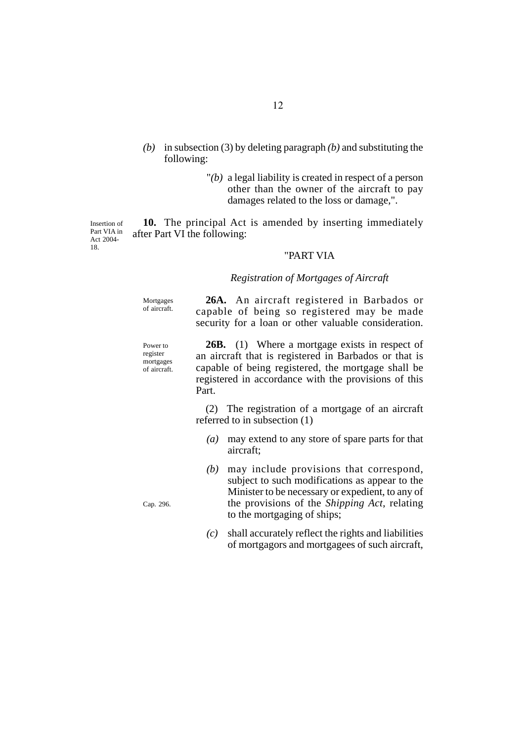*(b)* in subsection (3) by deleting paragraph *(b)* and substituting the following:

> "*(b)* a legal liability is created in respect of a person other than the owner of the aircraft to pay damages related to the loss or damage,".

Insertion of Part VIA in Act 2004-18.

**10.** The principal Act is amended by inserting immediately after Part VI the following:

"PART VIA

*Registration of Mortgages of Aircraft*

Mortgages of aircraft.

**26A.** An aircraft registered in Barbados or capable of being so registered may be made security for a loan or other valuable consideration.

Power to register mortgages of aircraft.

**26B.** (1) Where a mortgage exists in respect of an aircraft that is registered in Barbados or that is capable of being registered, the mortgage shall be registered in accordance with the provisions of this Part.

(2) The registration of a mortgage of an aircraft referred to in subsection (1)

*(a)* may extend to any store of spare parts for that aircraft;

*(b)* may include provisions that correspond, subject to such modifications as appear to the Minister to be necessary or expedient, to any of the provisions of the *Shipping Act*, relating to the mortgaging of ships;

Cap. 296.

*(c)* shall accurately reflect the rights and liabilities of mortgagors and mortgagees of such aircraft,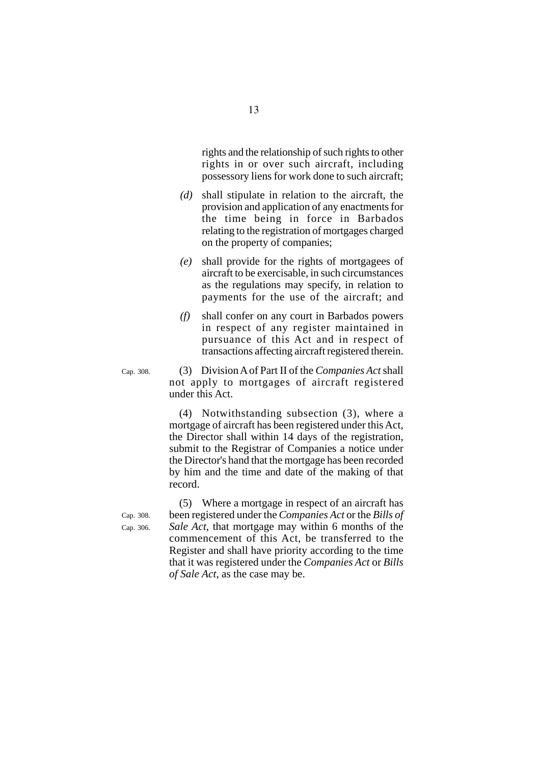rights and the relationship of such rights to other rights in or over such aircraft, including possessory liens for work done to such aircraft;

*(d)* shall stipulate in relation to the aircraft, the provision and application of any enactments for the time being in force in Barbados relating to the registration of mortgages charged on the property of companies;

*(e)* shall provide for the rights of mortgagees of aircraft to be exercisable, in such circumstances as the regulations may specify, in relation to payments for the use of the aircraft; and

*(f)* shall confer on any court in Barbados powers in respect of any register maintained in pursuance of this Act and in respect of transactions affecting aircraft registered therein.

Cap. 308.

(3) Division A of Part II of the *Companies Act* shall not apply to mortgages of aircraft registered under this Act.

(4) Notwithstanding subsection (3), where a mortgage of aircraft has been registered under this Act, the Director shall within 14 days of the registration, submit to the Registrar of Companies a notice under the Director's hand that the mortgage has been recorded by him and the time and date of the making of that record.

Cap. 308.
Cap. 306.

(5) Where a mortgage in respect of an aircraft has been registered under the *Companies Act* or the *Bills of Sale Act*, that mortgage may within 6 months of the commencement of this Act, be transferred to the Register and shall have priority according to the time that it was registered under the *Companies Act* or *Bills of Sale Act*, as the case may be.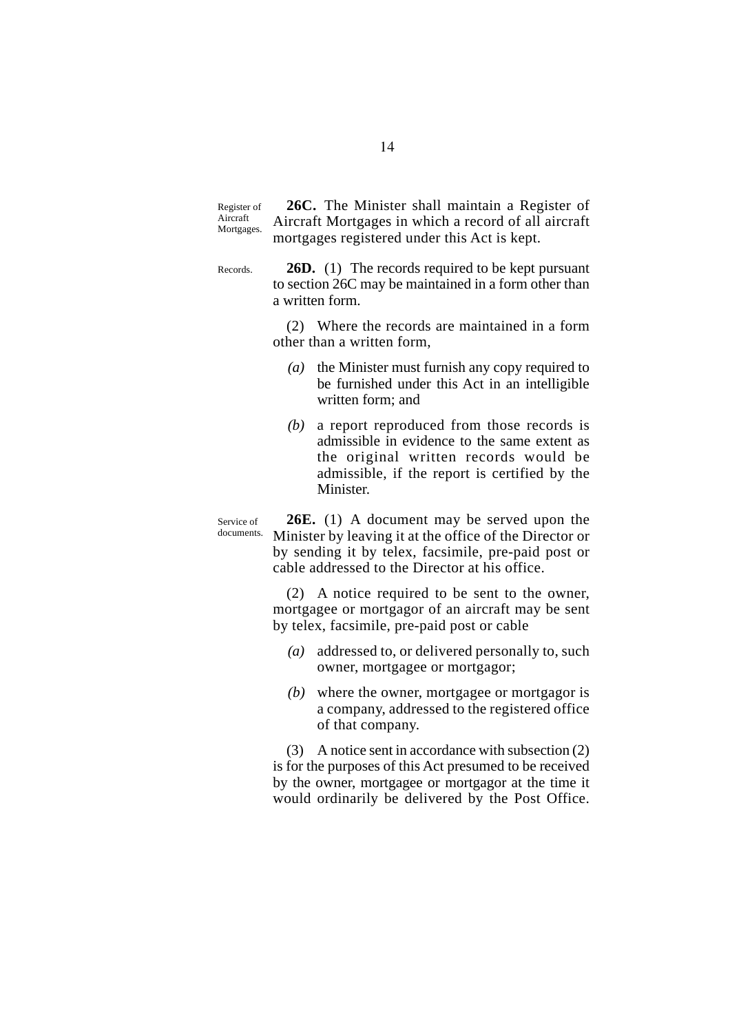Register of Aircraft Mortgages.

**26C.** The Minister shall maintain a Register of Aircraft Mortgages in which a record of all aircraft mortgages registered under this Act is kept.

Records.

**26D.** (1) The records required to be kept pursuant to section 26C may be maintained in a form other than a written form.

(2) Where the records are maintained in a form other than a written form,

- *(a)* the Minister must furnish any copy required to be furnished under this Act in an intelligible written form; and
- *(b)* a report reproduced from those records is admissible in evidence to the same extent as the original written records would be admissible, if the report is certified by the Minister.

Service of documents.

**26E.** (1) A document may be served upon the Minister by leaving it at the office of the Director or by sending it by telex, facsimile, pre-paid post or cable addressed to the Director at his office.

(2) A notice required to be sent to the owner, mortgagee or mortgagor of an aircraft may be sent by telex, facsimile, pre-paid post or cable

- *(a)* addressed to, or delivered personally to, such owner, mortgagee or mortgagor;
- *(b)* where the owner, mortgagee or mortgagor is a company, addressed to the registered office of that company.

(3) A notice sent in accordance with subsection (2) is for the purposes of this Act presumed to be received by the owner, mortgagee or mortgagor at the time it would ordinarily be delivered by the Post Office.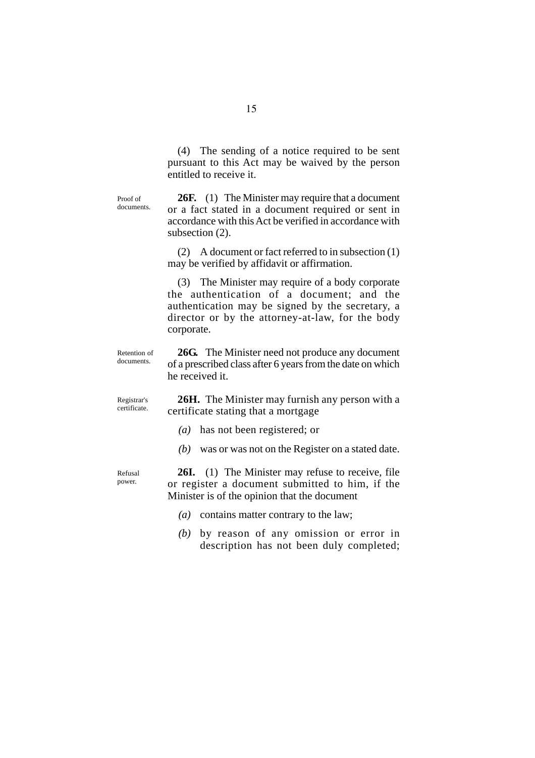(4) The sending of a notice required to be sent pursuant to this Act may be waived by the person entitled to receive it.

Proof of documents.

**26F.** (1) The Minister may require that a document or a fact stated in a document required or sent in accordance with this Act be verified in accordance with subsection (2).

(2) A document or fact referred to in subsection (1) may be verified by affidavit or affirmation.

(3) The Minister may require of a body corporate the authentication of a document; and the authentication may be signed by the secretary, a director or by the attorney-at-law, for the body corporate.

Retention of documents.

**26G.** The Minister need not produce any document of a prescribed class after 6 years from the date on which he received it.

Registrar's certificate.

**26H.** The Minister may furnish any person with a certificate stating that a mortgage

*(a)* has not been registered; or

*(b)* was or was not on the Register on a stated date.

Refusal power.

**26I.** (1) The Minister may refuse to receive, file or register a document submitted to him, if the Minister is of the opinion that the document

*(a)* contains matter contrary to the law;

*(b)* by reason of any omission or error in description has not been duly completed;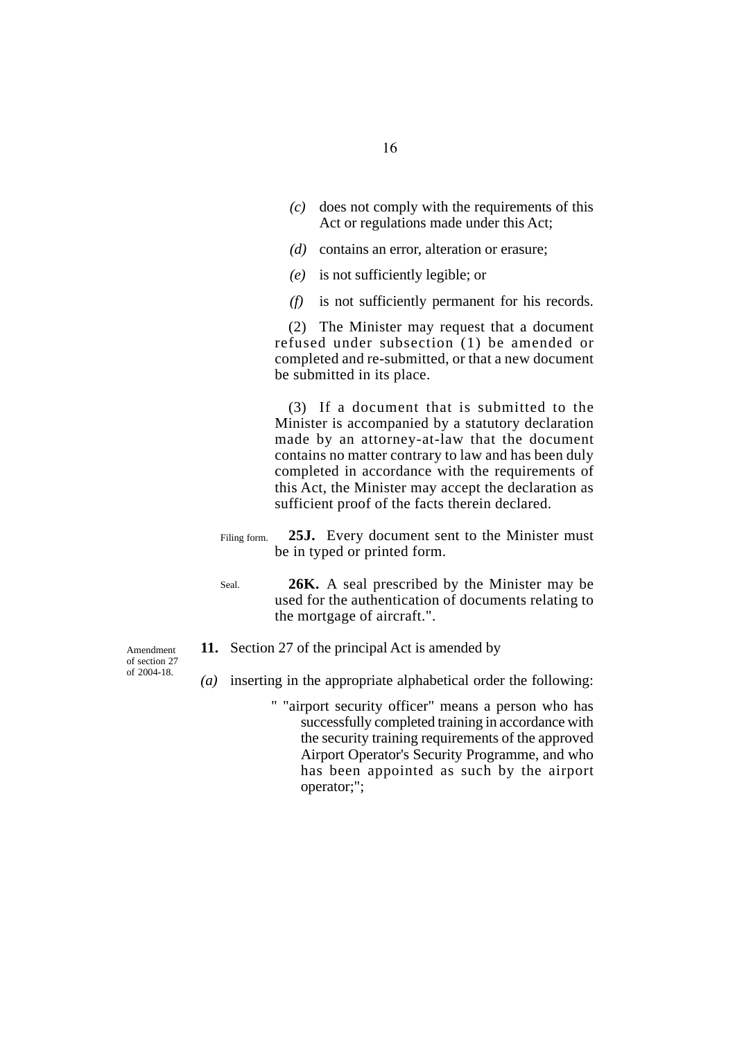(c) does not comply with the requirements of this Act or regulations made under this Act;

(d) contains an error, alteration or erasure;

(e) is not sufficiently legible; or

(f) is not sufficiently permanent for his records.

(2) The Minister may request that a document refused under subsection (1) be amended or completed and re-submitted, or that a new document be submitted in its place.

(3) If a document that is submitted to the Minister is accompanied by a statutory declaration made by an attorney-at-law that the document contains no matter contrary to law and has been duly completed in accordance with the requirements of this Act, the Minister may accept the declaration as sufficient proof of the facts therein declared.

Filing form.

**25J.** Every document sent to the Minister must be in typed or printed form.

Seal.

**26K.** A seal prescribed by the Minister may be used for the authentication of documents relating to the mortgage of aircraft.".

Amendment of section 27 of 2004-18.

**11.** Section 27 of the principal Act is amended by

(a) inserting in the appropriate alphabetical order the following:

" "airport security officer" means a person who has successfully completed training in accordance with the security training requirements of the approved Airport Operator's Security Programme, and who has been appointed as such by the airport operator;";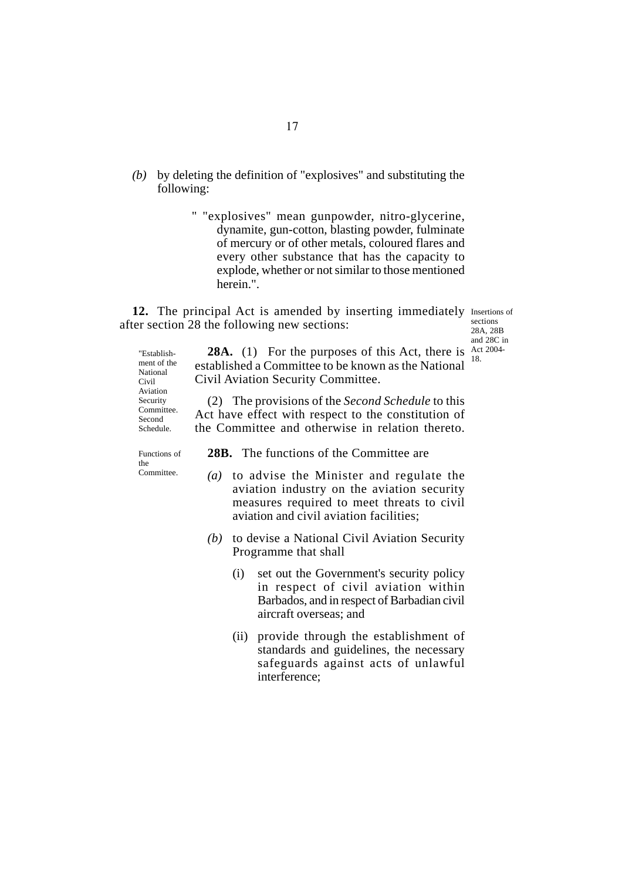*(b)* by deleting the definition of "explosives" and substituting the following:

" "explosives" mean gunpowder, nitro-glycerine, dynamite, gun-cotton, blasting powder, fulminate of mercury or of other metals, coloured flares and every other substance that has the capacity to explode, whether or not similar to those mentioned herein.".

Insertions of sections 28A, 28B and 28C in Act 2004-18.

**12.** The principal Act is amended by inserting immediately after section 28 the following new sections:

"Establishment of the National Civil Aviation Security Committee. Second Schedule.

**28A.** (1) For the purposes of this Act, there is established a Committee to be known as the National Civil Aviation Security Committee.

(2) The provisions of the *Second Schedule* to this Act have effect with respect to the constitution of the Committee and otherwise in relation thereto.

Functions of the Committee.

**28B.** The functions of the Committee are

*(a)* to advise the Minister and regulate the aviation industry on the aviation security measures required to meet threats to civil aviation and civil aviation facilities;

*(b)* to devise a National Civil Aviation Security Programme that shall

(i) set out the Government's security policy in respect of civil aviation within Barbados, and in respect of Barbadian civil aircraft overseas; and

(ii) provide through the establishment of standards and guidelines, the necessary safeguards against acts of unlawful interference;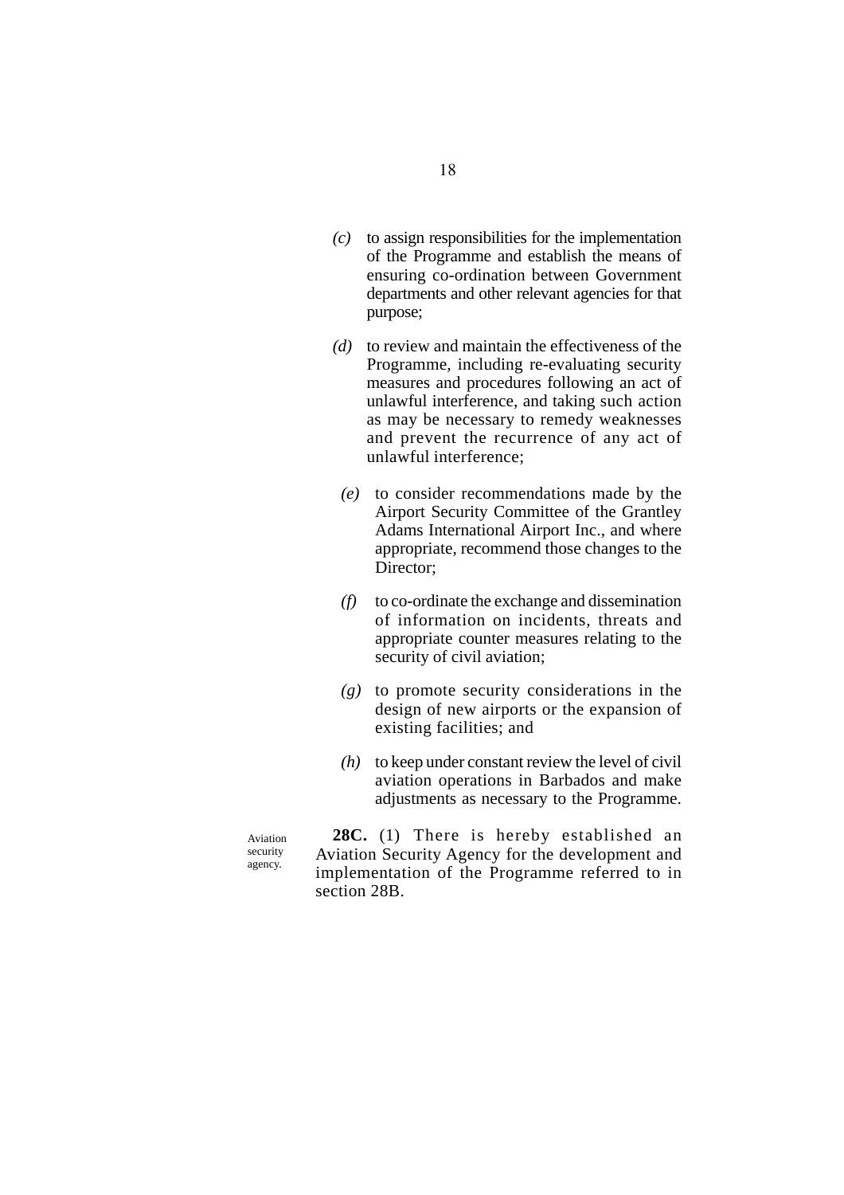*(c)* to assign responsibilities for the implementation of the Programme and establish the means of ensuring co-ordination between Government departments and other relevant agencies for that purpose;

*(d)* to review and maintain the effectiveness of the Programme, including re-evaluating security measures and procedures following an act of unlawful interference, and taking such action as may be necessary to remedy weaknesses and prevent the recurrence of any act of unlawful interference;

*(e)* to consider recommendations made by the Airport Security Committee of the Grantley Adams International Airport Inc., and where appropriate, recommend those changes to the Director;

*(f)* to co-ordinate the exchange and dissemination of information on incidents, threats and appropriate counter measures relating to the security of civil aviation;

*(g)* to promote security considerations in the design of new airports or the expansion of existing facilities; and

*(h)* to keep under constant review the level of civil aviation operations in Barbados and make adjustments as necessary to the Programme.

Aviation security agency.

**28C.** (1) There is hereby established an Aviation Security Agency for the development and implementation of the Programme referred to in section 28B.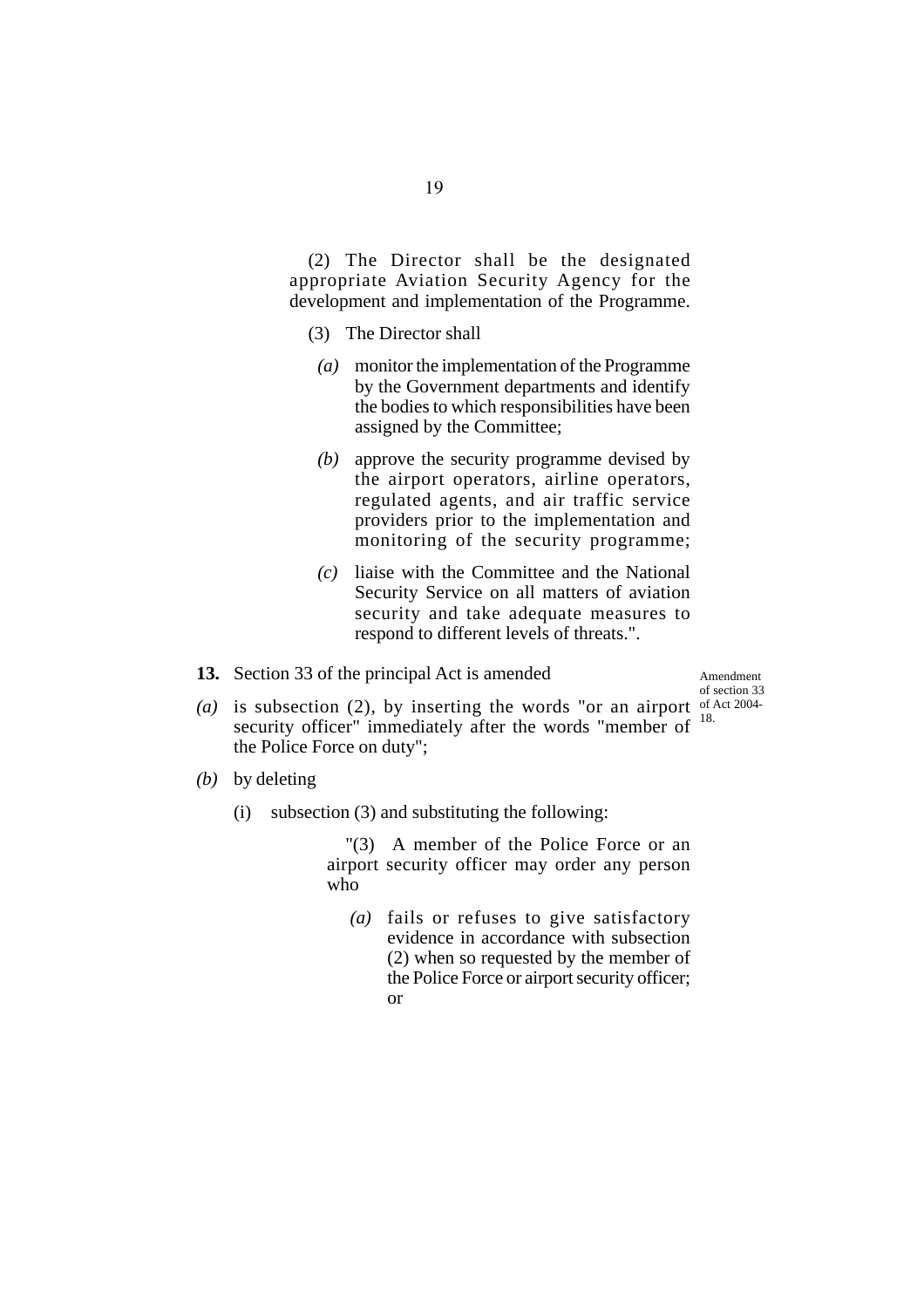(2) The Director shall be the designated appropriate Aviation Security Agency for the development and implementation of the Programme.

(3) The Director shall

*(a)* monitor the implementation of the Programme by the Government departments and identify the bodies to which responsibilities have been assigned by the Committee;

*(b)* approve the security programme devised by the airport operators, airline operators, regulated agents, and air traffic service providers prior to the implementation and monitoring of the security programme;

*(c)* liaise with the Committee and the National Security Service on all matters of aviation security and take adequate measures to respond to different levels of threats.".

Amendment of section 33 of Act 2004-18.

**13.** Section 33 of the principal Act is amended

*(a)* is subsection (2), by inserting the words "or an airport security officer" immediately after the words "member of the Police Force on duty";

*(b)* by deleting

(i) subsection (3) and substituting the following:

"(3) A member of the Police Force or an airport security officer may order any person who

*(a)* fails or refuses to give satisfactory evidence in accordance with subsection (2) when so requested by the member of the Police Force or airport security officer; or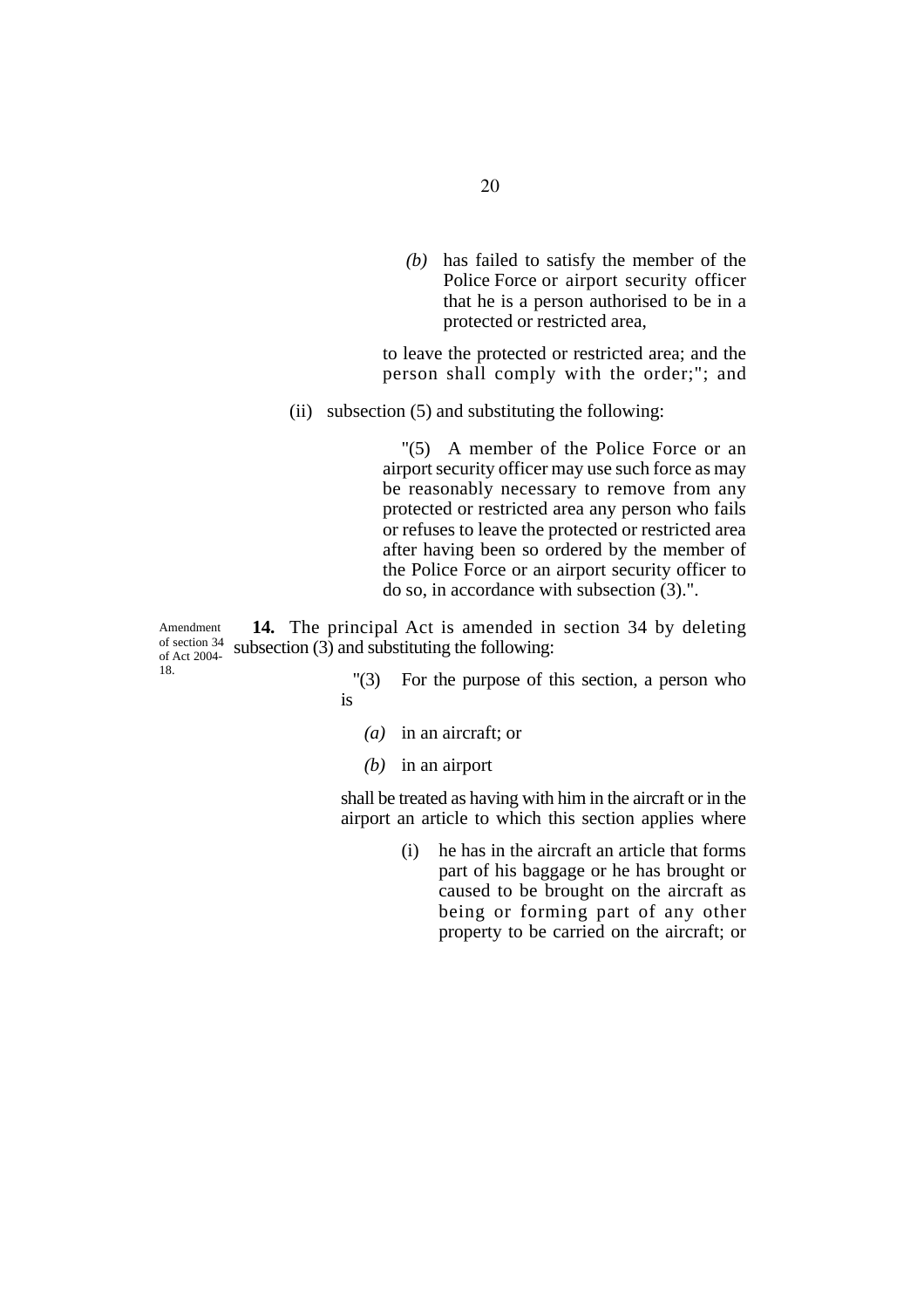*(b)* has failed to satisfy the member of the Police Force or airport security officer that he is a person authorised to be in a protected or restricted area,

to leave the protected or restricted area; and the person shall comply with the order;"; and

(ii) subsection (5) and substituting the following:

"(5) A member of the Police Force or an airport security officer may use such force as may be reasonably necessary to remove from any protected or restricted area any person who fails or refuses to leave the protected or restricted area after having been so ordered by the member of the Police Force or an airport security officer to do so, in accordance with subsection (3).".

Amendment of section 34 of Act 2004-18.

**14.** The principal Act is amended in section 34 by deleting subsection (3) and substituting the following:

"(3) For the purpose of this section, a person who is

*(a)* in an aircraft; or

*(b)* in an airport

shall be treated as having with him in the aircraft or in the airport an article to which this section applies where

(i) he has in the aircraft an article that forms part of his baggage or he has brought or caused to be brought on the aircraft as being or forming part of any other property to be carried on the aircraft; or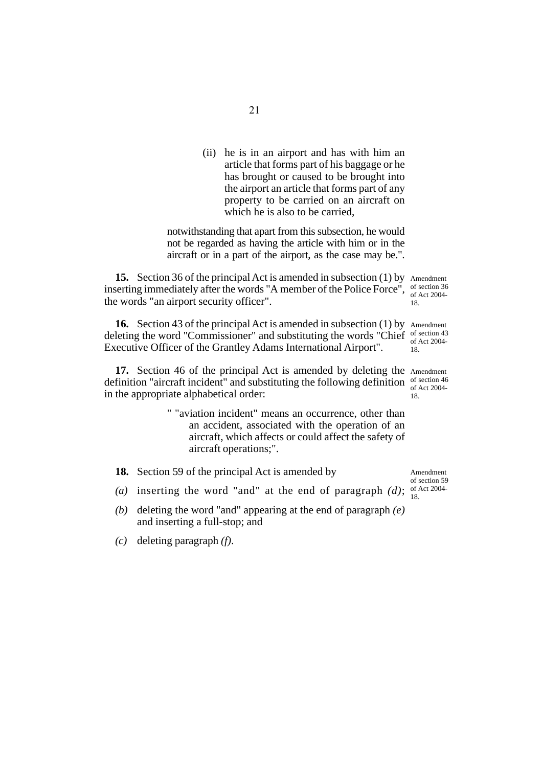(ii) he is in an airport and has with him an article that forms part of his baggage or he has brought or caused to be brought into the airport an article that forms part of any property to be carried on an aircraft on which he is also to be carried,

notwithstanding that apart from this subsection, he would not be regarded as having the article with him or in the aircraft or in a part of the airport, as the case may be.".

Amendment of section 36 of Act 2004-18.

**15.** Section 36 of the principal Act is amended in subsection (1) by inserting immediately after the words "A member of the Police Force", the words "an airport security officer".

Amendment of section 43 of Act 2004-18.

**16.** Section 43 of the principal Act is amended in subsection (1) by deleting the word "Commissioner" and substituting the words "Chief Executive Officer of the Grantley Adams International Airport".

Amendment of section 46 of Act 2004-18.

**17.** Section 46 of the principal Act is amended by deleting the definition "aircraft incident" and substituting the following definition in the appropriate alphabetical order:

" "aviation incident" means an occurrence, other than an accident, associated with the operation of an aircraft, which affects or could affect the safety of aircraft operations;".

Amendment of section 59 of Act 2004-18.

**18.** Section 59 of the principal Act is amended by

*(a)* inserting the word "and" at the end of paragraph *(d)*;

*(b)* deleting the word "and" appearing at the end of paragraph *(e)* and inserting a full-stop; and

*(c)* deleting paragraph *(f)*.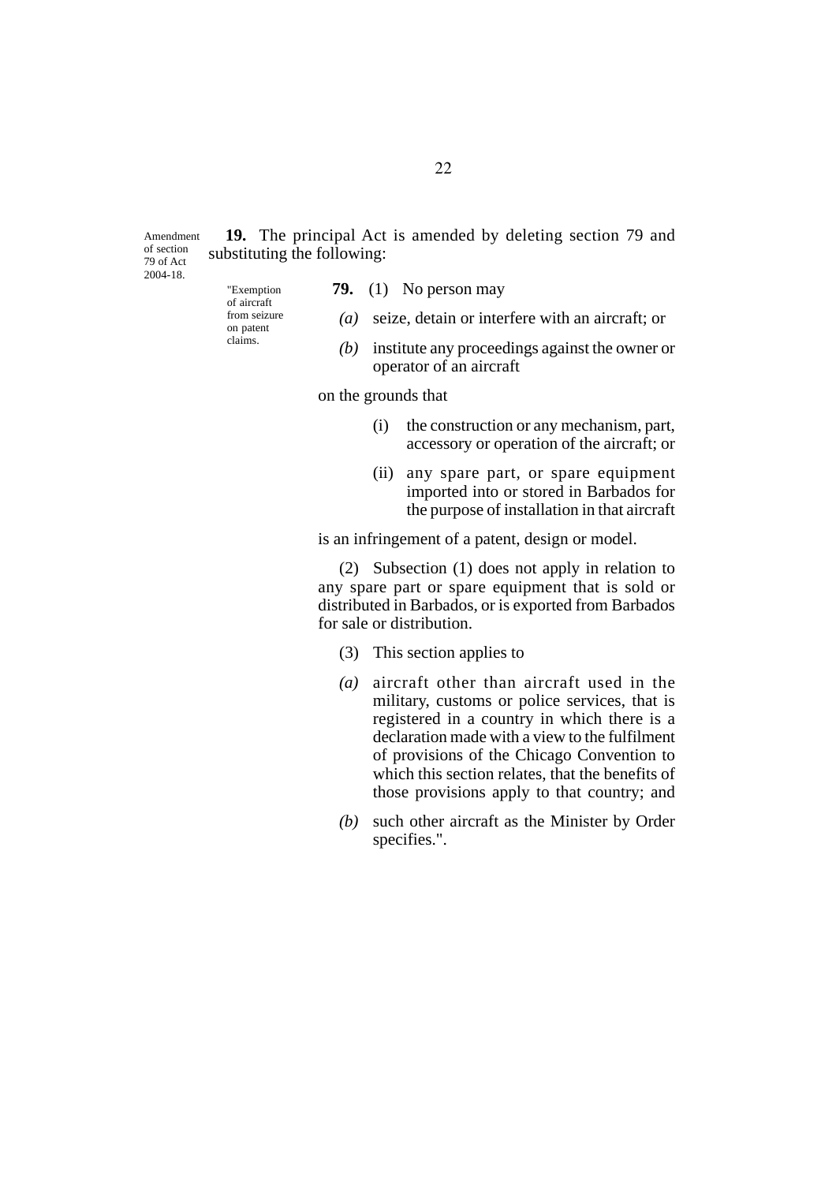Amendment of section 79 of Act 2004-18.

**19.** The principal Act is amended by deleting section 79 and substituting the following:

"Exemption of aircraft from seizure on patent claims.

**79.** (1) No person may

*(a)* seize, detain or interfere with an aircraft; or

*(b)* institute any proceedings against the owner or operator of an aircraft

on the grounds that

(i) the construction or any mechanism, part, accessory or operation of the aircraft; or

(ii) any spare part, or spare equipment imported into or stored in Barbados for the purpose of installation in that aircraft

is an infringement of a patent, design or model.

(2) Subsection (1) does not apply in relation to any spare part or spare equipment that is sold or distributed in Barbados, or is exported from Barbados for sale or distribution.

(3) This section applies to

*(a)* aircraft other than aircraft used in the military, customs or police services, that is registered in a country in which there is a declaration made with a view to the fulfilment of provisions of the Chicago Convention to which this section relates, that the benefits of those provisions apply to that country; and

*(b)* such other aircraft as the Minister by Order specifies.".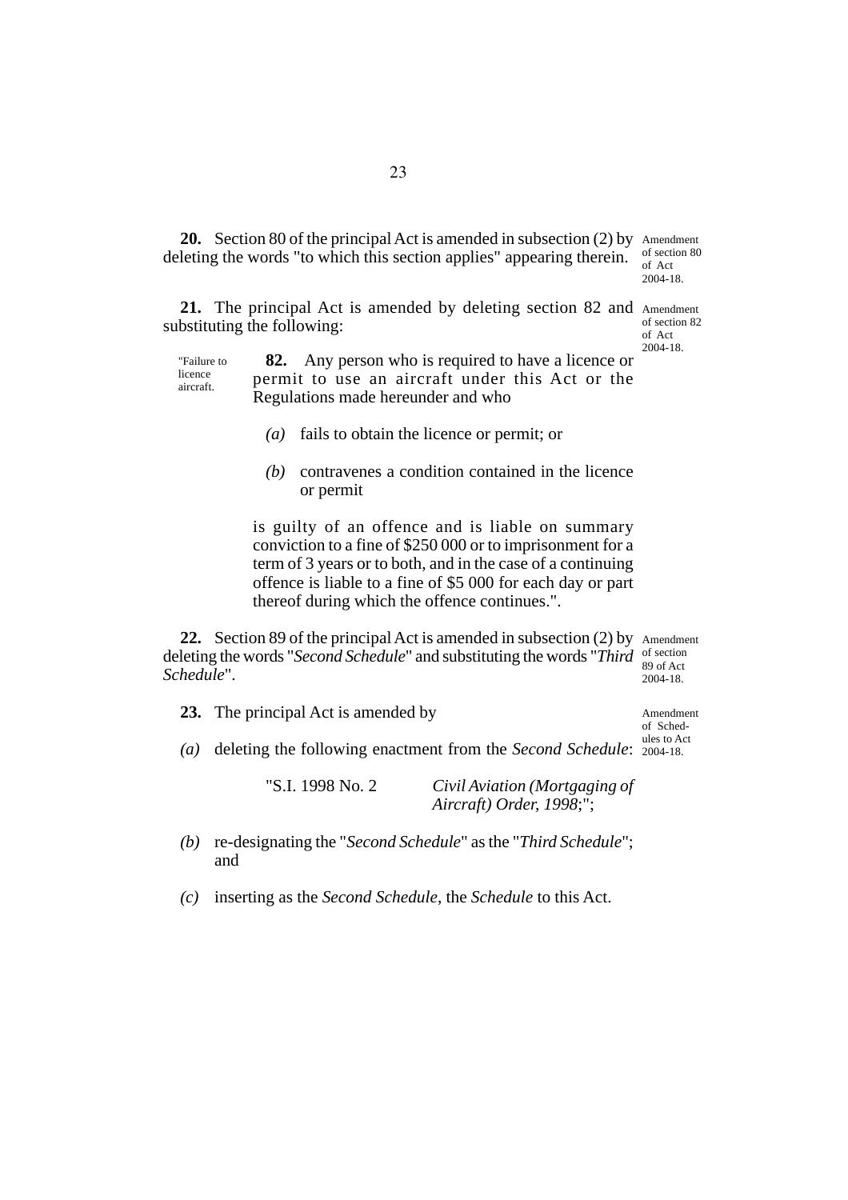**20.** Section 80 of the principal Act is amended in subsection (2) by deleting the words "to which this section applies" appearing therein.

Amendment of section 80 of Act 2004-18.

**21.** The principal Act is amended by deleting section 82 and substituting the following:

Amendment of section 82 of Act 2004-18.

"Failure to licence aircraft.

**82.** Any person who is required to have a licence or permit to use an aircraft under this Act or the Regulations made hereunder and who

*(a)* fails to obtain the licence or permit; or

*(b)* contravenes a condition contained in the licence or permit

is guilty of an offence and is liable on summary conviction to a fine of $250 000 or to imprisonment for a term of 3 years or to both, and in the case of a continuing offence is liable to a fine of $5 000 for each day or part thereof during which the offence continues.".

**22.** Section 89 of the principal Act is amended in subsection (2) by deleting the words "*Second Schedule*" and substituting the words "*Third Schedule*".

Amendment of section 89 of Act 2004-18.

**23.** The principal Act is amended by

Amendment of Schedules to Act 2004-18.

*(a)* deleting the following enactment from the *Second Schedule*:

"S.I. 1998 No. 2 — *Civil Aviation (Mortgaging of Aircraft) Order, 1998*;";

*(b)* re-designating the "*Second Schedule*" as the "*Third Schedule*"; and

*(c)* inserting as the *Second Schedule*, the *Schedule* to this Act.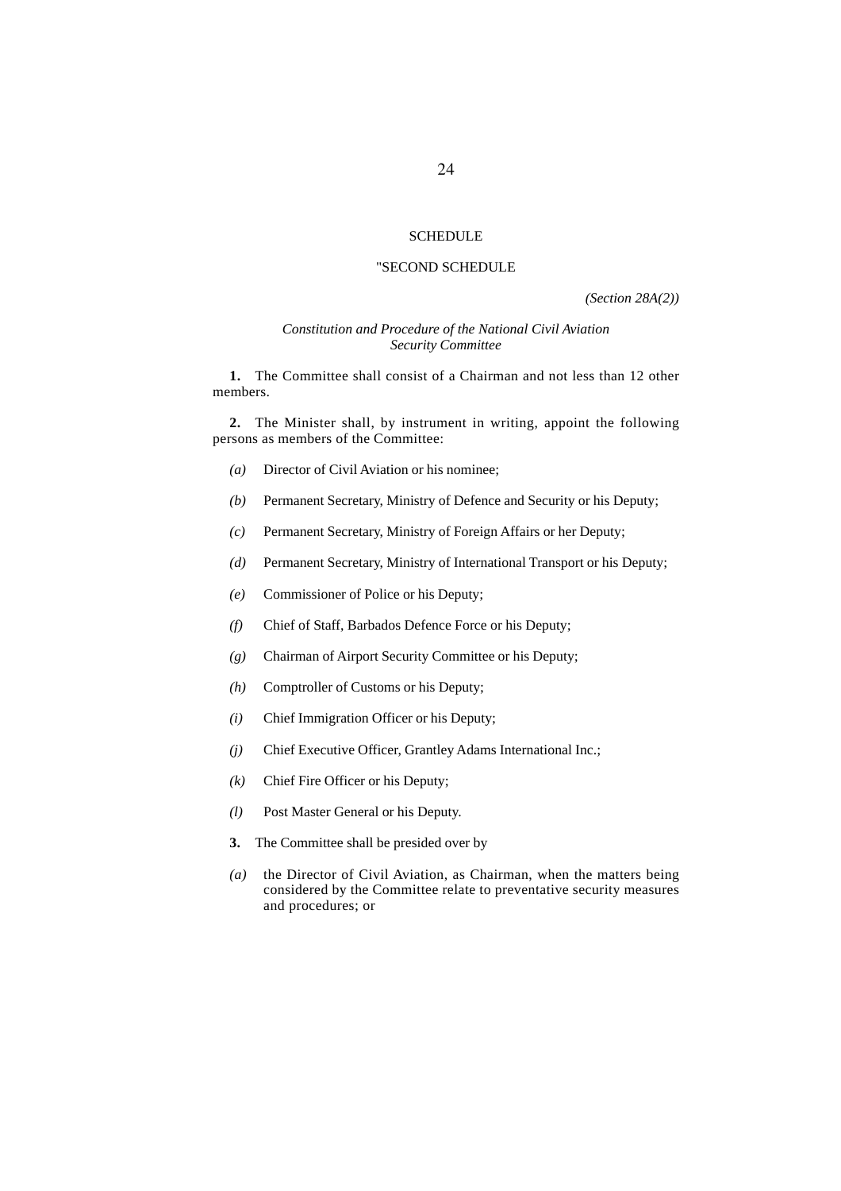SCHEDULE

"SECOND SCHEDULE

*(Section 28A(2))*

*Constitution and Procedure of the National Civil Aviation Security Committee*

**1.** The Committee shall consist of a Chairman and not less than 12 other members.

**2.** The Minister shall, by instrument in writing, appoint the following persons as members of the Committee:

*(a)* Director of Civil Aviation or his nominee;

*(b)* Permanent Secretary, Ministry of Defence and Security or his Deputy;

*(c)* Permanent Secretary, Ministry of Foreign Affairs or her Deputy;

*(d)* Permanent Secretary, Ministry of International Transport or his Deputy;

*(e)* Commissioner of Police or his Deputy;

*(f)* Chief of Staff, Barbados Defence Force or his Deputy;

*(g)* Chairman of Airport Security Committee or his Deputy;

*(h)* Comptroller of Customs or his Deputy;

*(i)* Chief Immigration Officer or his Deputy;

*(j)* Chief Executive Officer, Grantley Adams International Inc.;

*(k)* Chief Fire Officer or his Deputy;

*(l)* Post Master General or his Deputy.

**3.** The Committee shall be presided over by

*(a)* the Director of Civil Aviation, as Chairman, when the matters being considered by the Committee relate to preventative security measures and procedures; or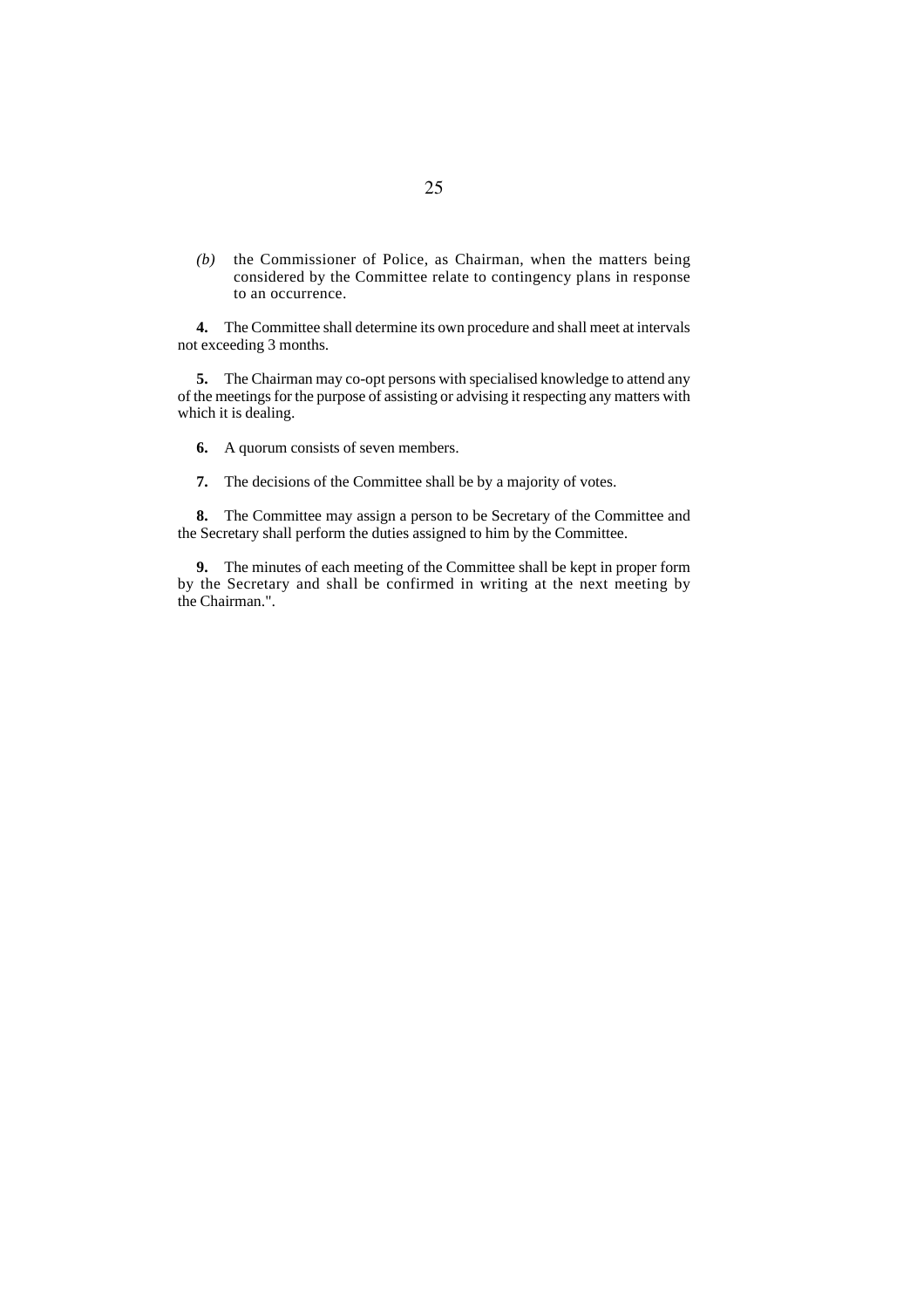*(b)* the Commissioner of Police, as Chairman, when the matters being considered by the Committee relate to contingency plans in response to an occurrence.

**4.** The Committee shall determine its own procedure and shall meet at intervals not exceeding 3 months.

**5.** The Chairman may co-opt persons with specialised knowledge to attend any of the meetings for the purpose of assisting or advising it respecting any matters with which it is dealing.

**6.** A quorum consists of seven members.

**7.** The decisions of the Committee shall be by a majority of votes.

**8.** The Committee may assign a person to be Secretary of the Committee and the Secretary shall perform the duties assigned to him by the Committee.

**9.** The minutes of each meeting of the Committee shall be kept in proper form by the Secretary and shall be confirmed in writing at the next meeting by the Chairman.".